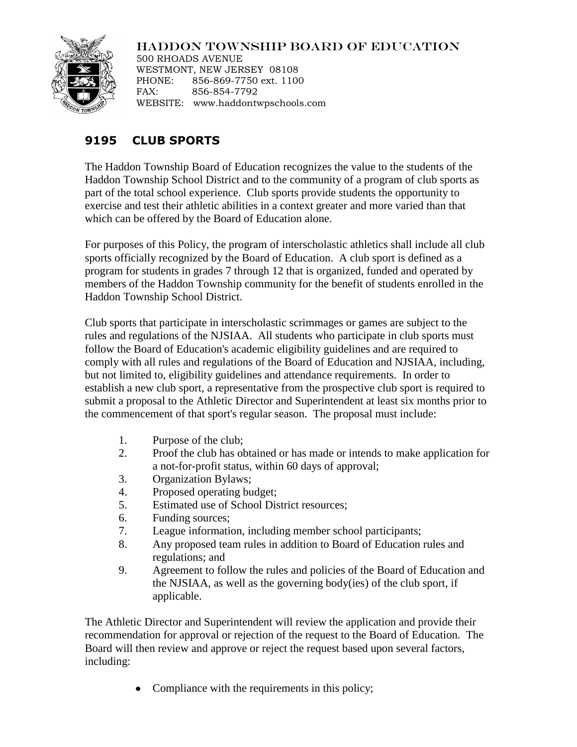HADDON TOWNSHIP BOARD OF EDUCATION
500 RHOADS AVENUE
WESTMONT, NEW JERSEY 08108
PHONE: 856-869-7750 ext. 1100
FAX: 856-854-7792
WEBSITE: www.haddontwpschools.com

## 9195 CLUB SPORTS

The Haddon Township Board of Education recognizes the value to the students of the Haddon Township School District and to the community of a program of club sports as part of the total school experience. Club sports provide students the opportunity to exercise and test their athletic abilities in a context greater and more varied than that which can be offered by the Board of Education alone.

For purposes of this Policy, the program of interscholastic athletics shall include all club sports officially recognized by the Board of Education. A club sport is defined as a program for students in grades 7 through 12 that is organized, funded and operated by members of the Haddon Township community for the benefit of students enrolled in the Haddon Township School District.

Club sports that participate in interscholastic scrimmages or games are subject to the rules and regulations of the NJSIAA. All students who participate in club sports must follow the Board of Education's academic eligibility guidelines and are required to comply with all rules and regulations of the Board of Education and NJSIAA, including, but not limited to, eligibility guidelines and attendance requirements. In order to establish a new club sport, a representative from the prospective club sport is required to submit a proposal to the Athletic Director and Superintendent at least six months prior to the commencement of that sport's regular season. The proposal must include:

1. Purpose of the club;
2. Proof the club has obtained or has made or intends to make application for a not-for-profit status, within 60 days of approval;
3. Organization Bylaws;
4. Proposed operating budget;
5. Estimated use of School District resources;
6. Funding sources;
7. League information, including member school participants;
8. Any proposed team rules in addition to Board of Education rules and regulations; and
9. Agreement to follow the rules and policies of the Board of Education and the NJSIAA, as well as the governing body(ies) of the club sport, if applicable.

The Athletic Director and Superintendent will review the application and provide their recommendation for approval or rejection of the request to the Board of Education. The Board will then review and approve or reject the request based upon several factors, including:

- Compliance with the requirements in this policy;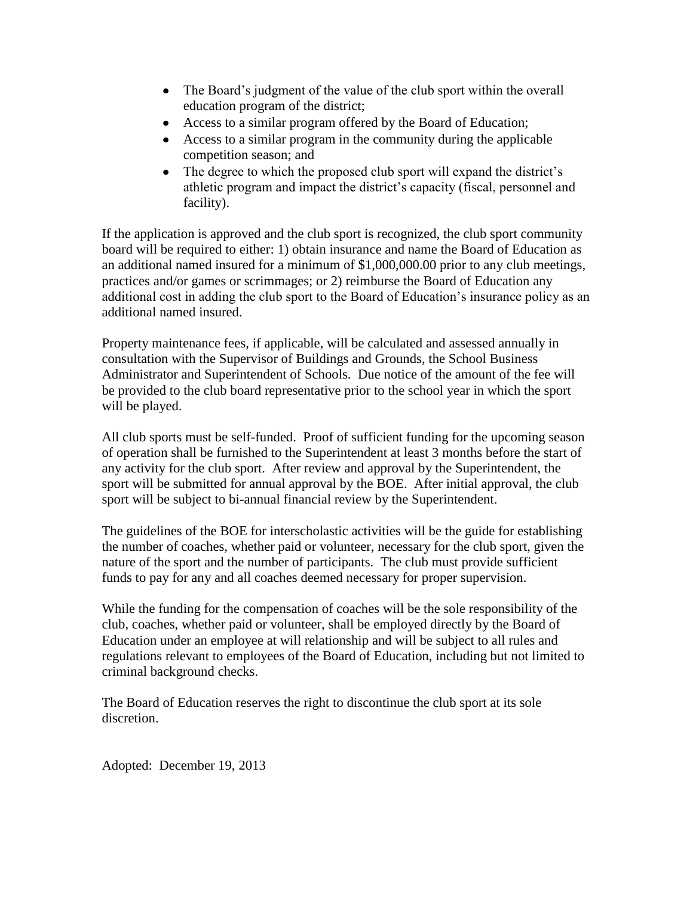- The Board's judgment of the value of the club sport within the overall education program of the district;
- Access to a similar program offered by the Board of Education;
- Access to a similar program in the community during the applicable competition season; and
- The degree to which the proposed club sport will expand the district's athletic program and impact the district's capacity (fiscal, personnel and facility).

If the application is approved and the club sport is recognized, the club sport community board will be required to either: 1) obtain insurance and name the Board of Education as an additional named insured for a minimum of $1,000,000.00 prior to any club meetings, practices and/or games or scrimmages; or 2) reimburse the Board of Education any additional cost in adding the club sport to the Board of Education's insurance policy as an additional named insured.

Property maintenance fees, if applicable, will be calculated and assessed annually in consultation with the Supervisor of Buildings and Grounds, the School Business Administrator and Superintendent of Schools. Due notice of the amount of the fee will be provided to the club board representative prior to the school year in which the sport will be played.

All club sports must be self-funded. Proof of sufficient funding for the upcoming season of operation shall be furnished to the Superintendent at least 3 months before the start of any activity for the club sport. After review and approval by the Superintendent, the sport will be submitted for annual approval by the BOE. After initial approval, the club sport will be subject to bi-annual financial review by the Superintendent.

The guidelines of the BOE for interscholastic activities will be the guide for establishing the number of coaches, whether paid or volunteer, necessary for the club sport, given the nature of the sport and the number of participants. The club must provide sufficient funds to pay for any and all coaches deemed necessary for proper supervision.

While the funding for the compensation of coaches will be the sole responsibility of the club, coaches, whether paid or volunteer, shall be employed directly by the Board of Education under an employee at will relationship and will be subject to all rules and regulations relevant to employees of the Board of Education, including but not limited to criminal background checks.

The Board of Education reserves the right to discontinue the club sport at its sole discretion.

Adopted: December 19, 2013